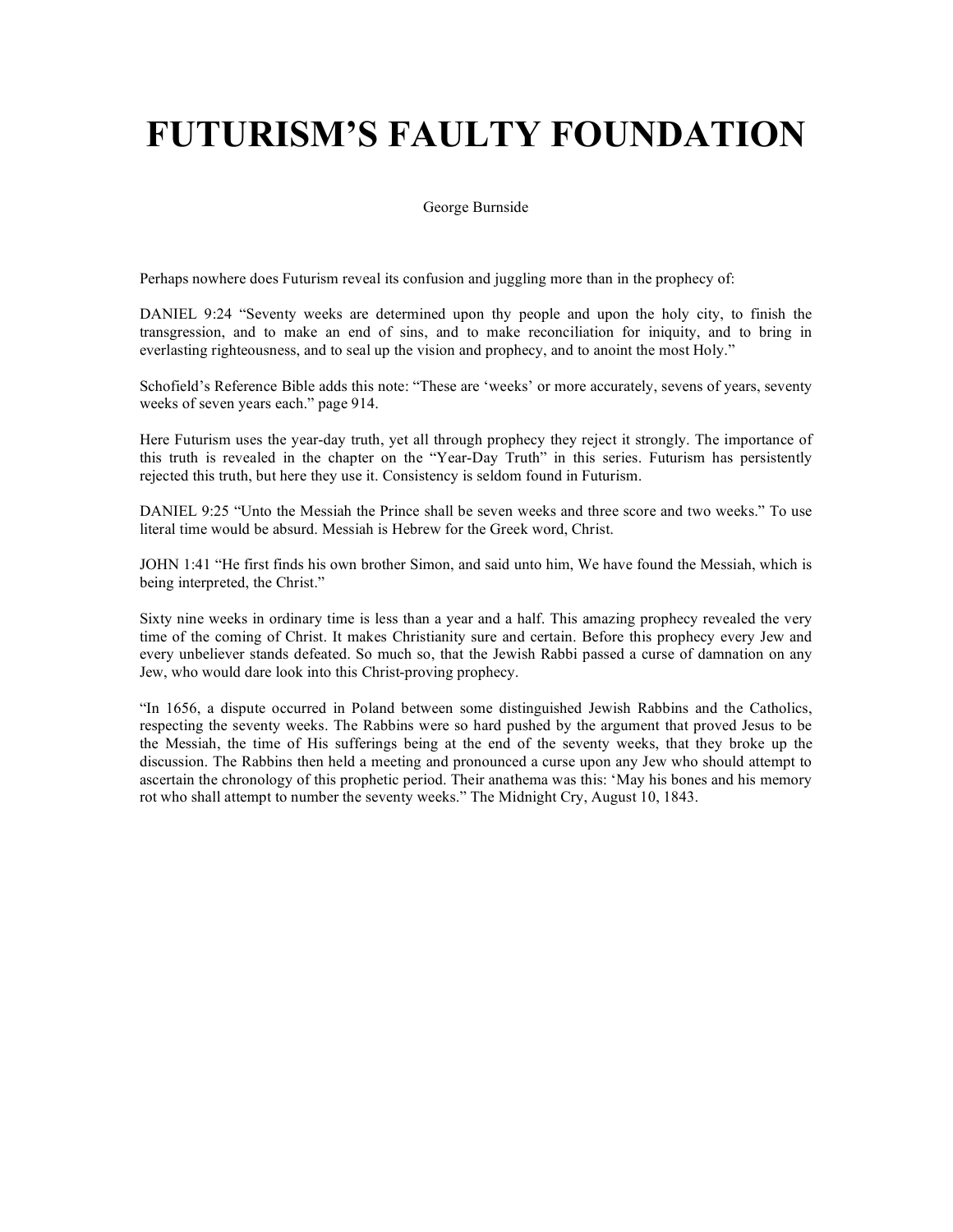# FUTURISM'S FAULTY FOUNDATION

George Burnside

Perhaps nowhere does Futurism reveal its confusion and juggling more than in the prophecy of:

DANIEL 9:24 "Seventy weeks are determined upon thy people and upon the holy city, to finish the transgression, and to make an end of sins, and to make reconciliation for iniquity, and to bring in everlasting righteousness, and to seal up the vision and prophecy, and to anoint the most Holy."

Schofield's Reference Bible adds this note: "These are 'weeks' or more accurately, sevens of years, seventy weeks of seven years each." page 914.

Here Futurism uses the year-day truth, yet all through prophecy they reject it strongly. The importance of this truth is revealed in the chapter on the "Year-Day Truth" in this series. Futurism has persistently rejected this truth, but here they use it. Consistency is seldom found in Futurism.

DANIEL 9:25 "Unto the Messiah the Prince shall be seven weeks and three score and two weeks." To use literal time would be absurd. Messiah is Hebrew for the Greek word, Christ.

JOHN 1:41 "He first finds his own brother Simon, and said unto him, We have found the Messiah, which is being interpreted, the Christ."

Sixty nine weeks in ordinary time is less than a year and a half. This amazing prophecy revealed the very time of the coming of Christ. It makes Christianity sure and certain. Before this prophecy every Jew and every unbeliever stands defeated. So much so, that the Jewish Rabbi passed a curse of damnation on any Jew, who would dare look into this Christ-proving prophecy.

"In 1656, a dispute occurred in Poland between some distinguished Jewish Rabbins and the Catholics, respecting the seventy weeks. The Rabbins were so hard pushed by the argument that proved Jesus to be the Messiah, the time of His sufferings being at the end of the seventy weeks, that they broke up the discussion. The Rabbins then held a meeting and pronounced a curse upon any Jew who should attempt to ascertain the chronology of this prophetic period. Their anathema was this: 'May his bones and his memory rot who shall attempt to number the seventy weeks." The Midnight Cry, August 10, 1843.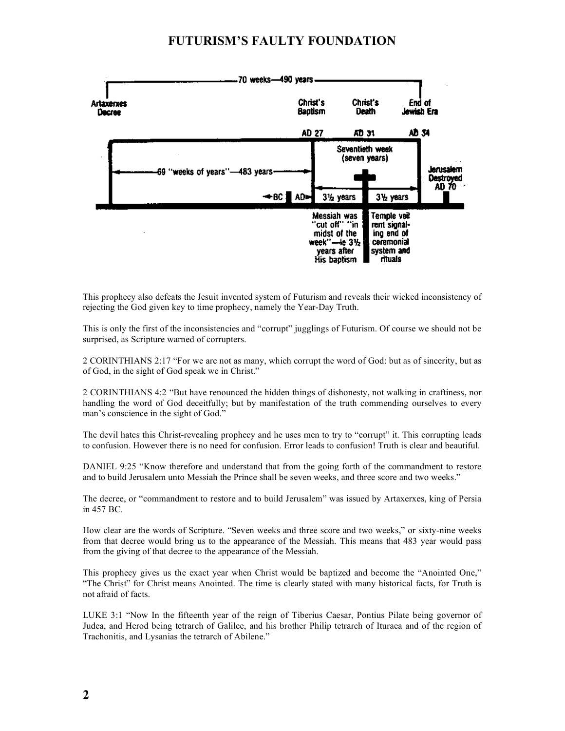# FUTURISM'S FAULTY FOUNDATION

This prophecy also defeats the Jesuit invented system of Futurism and reveals their wicked inconsistency of rejecting the God given key to time prophecy, namely the Year-Day Truth.

This is only the first of the inconsistencies and "corrupt" jugglings of Futurism. Of course we should not be surprised, as Scripture warned of corrupters.

2 CORINTHIANS 2:17 "For we are not as many, which corrupt the word of God: but as of sincerity, but as of God, in the sight of God speak we in Christ."

2 CORINTHIANS 4:2 "But have renounced the hidden things of dishonesty, not walking in craftiness, nor handling the word of God deceitfully; but by manifestation of the truth commending ourselves to every man's conscience in the sight of God."

The devil hates this Christ-revealing prophecy and he uses men to try to "corrupt" it. This corrupting leads to confusion. However there is no need for confusion. Error leads to confusion! Truth is clear and beautiful.

DANIEL 9:25 "Know therefore and understand that from the going forth of the commandment to restore and to build Jerusalem unto Messiah the Prince shall be seven weeks, and three score and two weeks."

The decree, or "commandment to restore and to build Jerusalem" was issued by Artaxerxes, king of Persia in 457 BC.

How clear are the words of Scripture. "Seven weeks and three score and two weeks," or sixty-nine weeks from that decree would bring us to the appearance of the Messiah. This means that 483 year would pass from the giving of that decree to the appearance of the Messiah.

This prophecy gives us the exact year when Christ would be baptized and become the "Anointed One," "The Christ" for Christ means Anointed. The time is clearly stated with many historical facts, for Truth is not afraid of facts.

LUKE 3:1 "Now In the fifteenth year of the reign of Tiberius Caesar, Pontius Pilate being governor of Judea, and Herod being tetrarch of Galilee, and his brother Philip tetrarch of Ituraea and of the region of Trachonitis, and Lysanias the tetrarch of Abilene."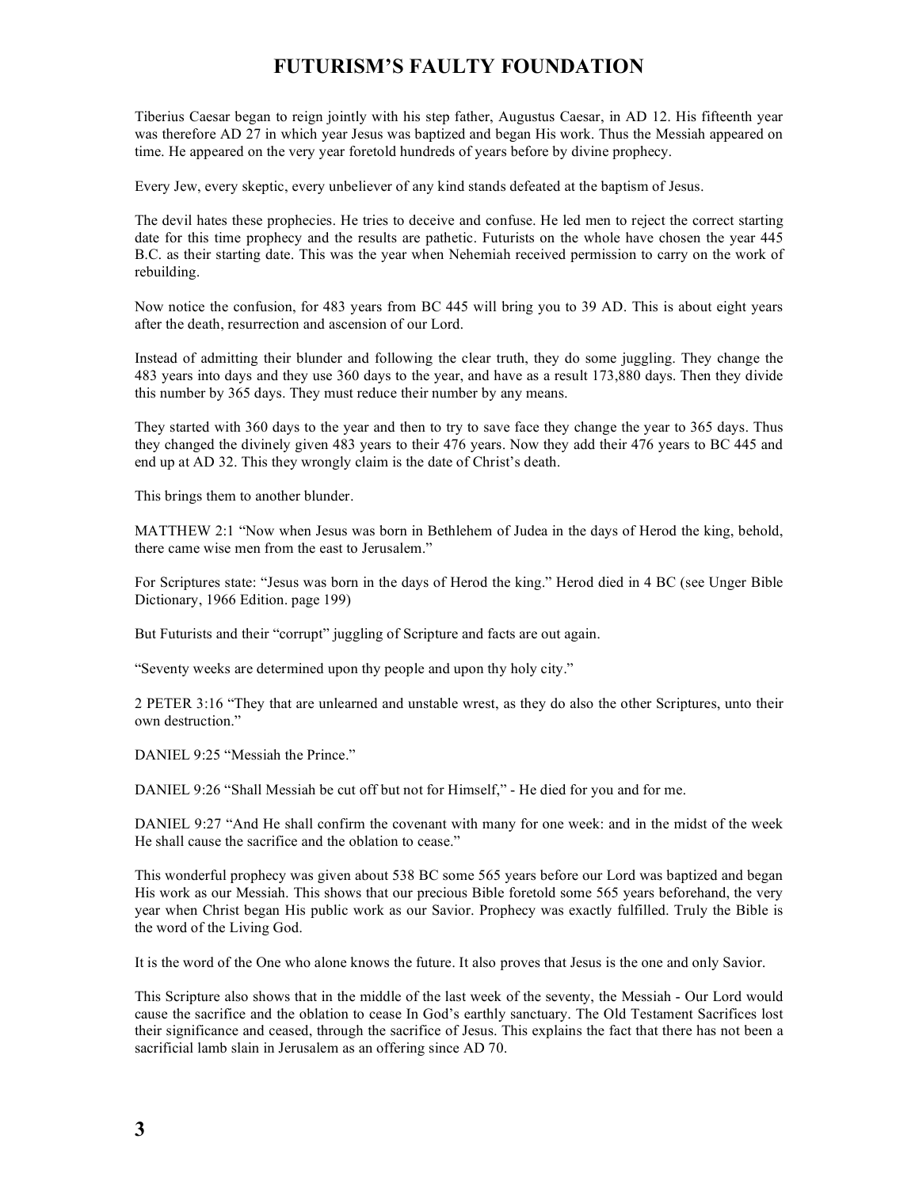# FUTURISM'S FAULTY FOUNDATION

Tiberius Caesar began to reign jointly with his step father, Augustus Caesar, in AD 12. His fifteenth year was therefore AD 27 in which year Jesus was baptized and began His work. Thus the Messiah appeared on time. He appeared on the very year foretold hundreds of years before by divine prophecy.

Every Jew, every skeptic, every unbeliever of any kind stands defeated at the baptism of Jesus.

The devil hates these prophecies. He tries to deceive and confuse. He led men to reject the correct starting date for this time prophecy and the results are pathetic. Futurists on the whole have chosen the year 445 B.C. as their starting date. This was the year when Nehemiah received permission to carry on the work of rebuilding.

Now notice the confusion, for 483 years from BC 445 will bring you to 39 AD. This is about eight years after the death, resurrection and ascension of our Lord.

Instead of admitting their blunder and following the clear truth, they do some juggling. They change the 483 years into days and they use 360 days to the year, and have as a result 173,880 days. Then they divide this number by 365 days. They must reduce their number by any means.

They started with 360 days to the year and then to try to save face they change the year to 365 days. Thus they changed the divinely given 483 years to their 476 years. Now they add their 476 years to BC 445 and end up at AD 32. This they wrongly claim is the date of Christ's death.

This brings them to another blunder.

MATTHEW 2:1 "Now when Jesus was born in Bethlehem of Judea in the days of Herod the king, behold, there came wise men from the east to Jerusalem."

For Scriptures state: "Jesus was born in the days of Herod the king." Herod died in 4 BC (see Unger Bible Dictionary, 1966 Edition. page 199)

But Futurists and their "corrupt" juggling of Scripture and facts are out again.

"Seventy weeks are determined upon thy people and upon thy holy city."

2 PETER 3:16 "They that are unlearned and unstable wrest, as they do also the other Scriptures, unto their own destruction."

DANIEL 9:25 "Messiah the Prince."

DANIEL 9:26 "Shall Messiah be cut off but not for Himself," - He died for you and for me.

DANIEL 9:27 "And He shall confirm the covenant with many for one week: and in the midst of the week He shall cause the sacrifice and the oblation to cease."

This wonderful prophecy was given about 538 BC some 565 years before our Lord was baptized and began His work as our Messiah. This shows that our precious Bible foretold some 565 years beforehand, the very year when Christ began His public work as our Savior. Prophecy was exactly fulfilled. Truly the Bible is the word of the Living God.

It is the word of the One who alone knows the future. It also proves that Jesus is the one and only Savior.

This Scripture also shows that in the middle of the last week of the seventy, the Messiah - Our Lord would cause the sacrifice and the oblation to cease In God's earthly sanctuary. The Old Testament Sacrifices lost their significance and ceased, through the sacrifice of Jesus. This explains the fact that there has not been a sacrificial lamb slain in Jerusalem as an offering since AD 70.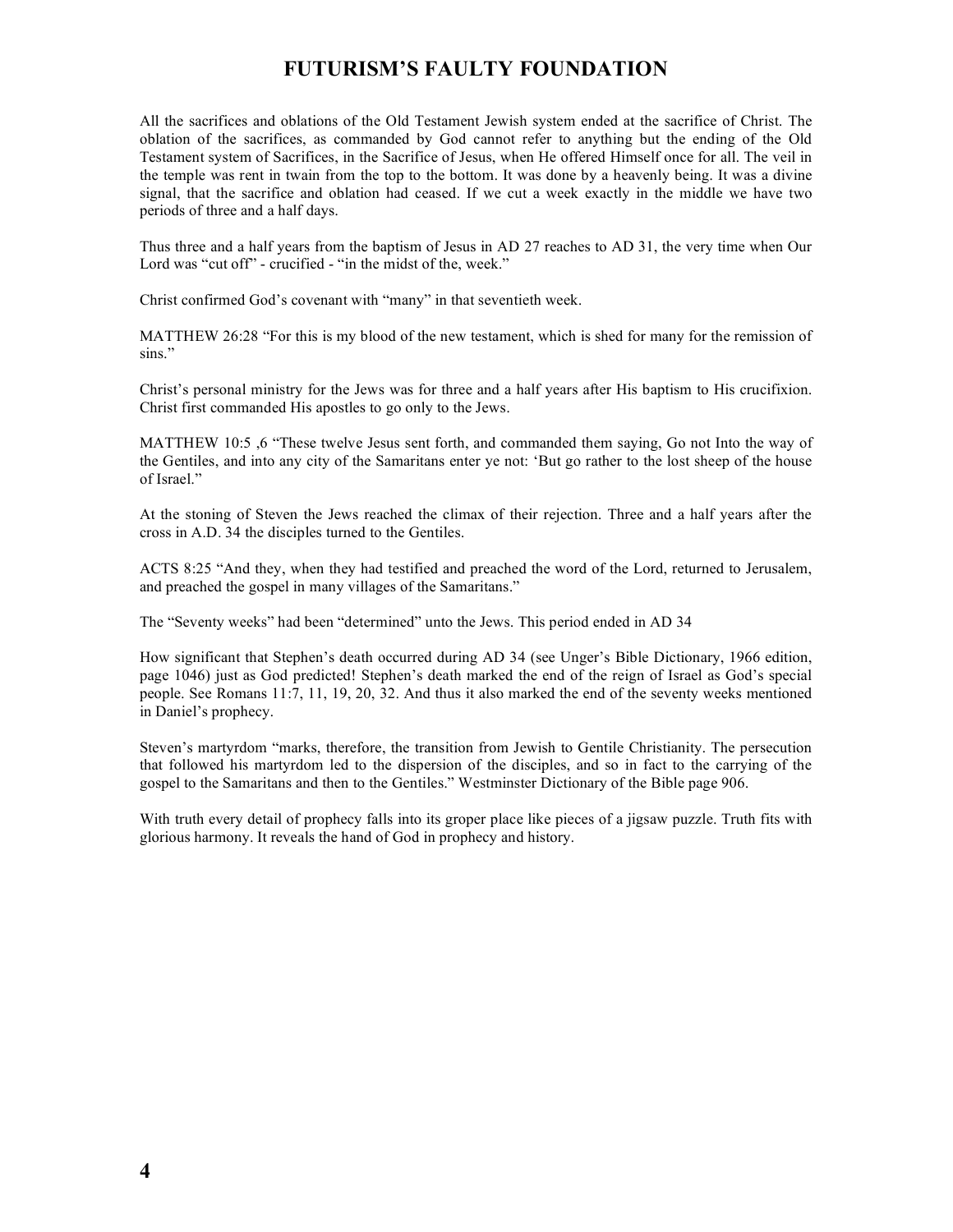# FUTURISM'S FAULTY FOUNDATION

All the sacrifices and oblations of the Old Testament Jewish system ended at the sacrifice of Christ. The oblation of the sacrifices, as commanded by God cannot refer to anything but the ending of the Old Testament system of Sacrifices, in the Sacrifice of Jesus, when He offered Himself once for all. The veil in the temple was rent in twain from the top to the bottom. It was done by a heavenly being. It was a divine signal, that the sacrifice and oblation had ceased. If we cut a week exactly in the middle we have two periods of three and a half days.

Thus three and a half years from the baptism of Jesus in AD 27 reaches to AD 31, the very time when Our Lord was "cut off" - crucified - "in the midst of the, week."

Christ confirmed God's covenant with "many" in that seventieth week.

MATTHEW 26:28 "For this is my blood of the new testament, which is shed for many for the remission of sins."

Christ's personal ministry for the Jews was for three and a half years after His baptism to His crucifixion. Christ first commanded His apostles to go only to the Jews.

MATTHEW 10:5 ,6 "These twelve Jesus sent forth, and commanded them saying, Go not Into the way of the Gentiles, and into any city of the Samaritans enter ye not: 'But go rather to the lost sheep of the house of Israel."

At the stoning of Steven the Jews reached the climax of their rejection. Three and a half years after the cross in A.D. 34 the disciples turned to the Gentiles.

ACTS 8:25 "And they, when they had testified and preached the word of the Lord, returned to Jerusalem, and preached the gospel in many villages of the Samaritans."

The "Seventy weeks" had been "determined" unto the Jews. This period ended in AD 34

How significant that Stephen's death occurred during AD 34 (see Unger's Bible Dictionary, 1966 edition, page 1046) just as God predicted! Stephen's death marked the end of the reign of Israel as God's special people. See Romans 11:7, 11, 19, 20, 32. And thus it also marked the end of the seventy weeks mentioned in Daniel's prophecy.

Steven's martyrdom "marks, therefore, the transition from Jewish to Gentile Christianity. The persecution that followed his martyrdom led to the dispersion of the disciples, and so in fact to the carrying of the gospel to the Samaritans and then to the Gentiles." Westminster Dictionary of the Bible page 906.

With truth every detail of prophecy falls into its groper place like pieces of a jigsaw puzzle. Truth fits with glorious harmony. It reveals the hand of God in prophecy and history.